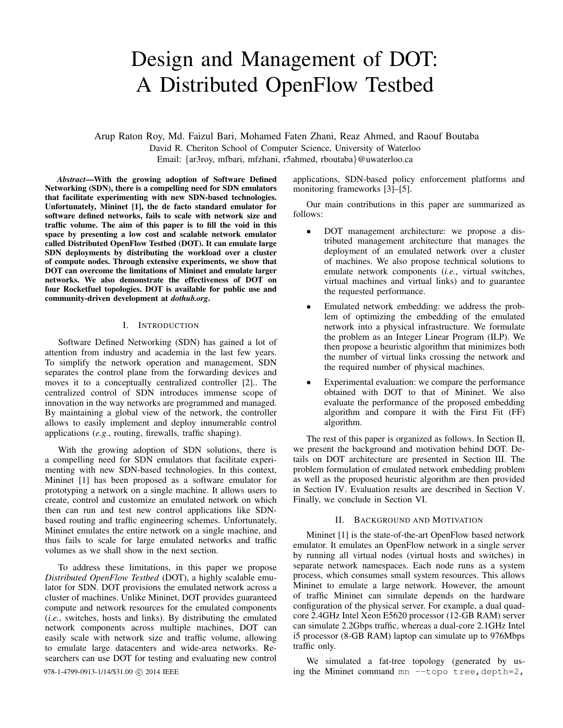# Design and Management of DOT: A Distributed OpenFlow Testbed

Arup Raton Roy, Md. Faizul Bari, Mohamed Faten Zhani, Reaz Ahmed, and Raouf Boutaba
David R. Cheriton School of Computer Science, University of Waterloo
Email: {ar3roy, mfbari, mfzhani, r5ahmed, rboutaba}@uwaterloo.ca

***Abstract*—With the growing adoption of Software Defined Networking (SDN), there is a compelling need for SDN emulators that facilitate experimenting with new SDN-based technologies. Unfortunately, Mininet [1], the de facto standard emulator for software defined networks, fails to scale with network size and traffic volume. The aim of this paper is to fill the void in this space by presenting a low cost and scalable network emulator called Distributed OpenFlow Testbed (DOT). It can emulate large SDN deployments by distributing the workload over a cluster of compute nodes. Through extensive experiments, we show that DOT can overcome the limitations of Mininet and emulate larger networks. We also demonstrate the effectiveness of DOT on four Rocketfuel topologies. DOT is available for public use and community-driven development at *dothub.org*.**

## I. Introduction

Software Defined Networking (SDN) has gained a lot of attention from industry and academia in the last few years. To simplify the network operation and management, SDN separates the control plane from the forwarding devices and moves it to a conceptually centralized controller [2].. The centralized control of SDN introduces immense scope of innovation in the way networks are programmed and managed. By maintaining a global view of the network, the controller allows to easily implement and deploy innumerable control applications (*e.g.*, routing, firewalls, traffic shaping).

With the growing adoption of SDN solutions, there is a compelling need for SDN emulators that facilitate experimenting with new SDN-based technologies. In this context, Mininet [1] has been proposed as a software emulator for prototyping a network on a single machine. It allows users to create, control and customize an emulated network on which then can run and test new control applications like SDN-based routing and traffic engineering schemes. Unfortunately, Mininet emulates the entire network on a single machine, and thus fails to scale for large emulated networks and traffic volumes as we shall show in the next section.

To address these limitations, in this paper we propose *Distributed OpenFlow Testbed* (DOT), a highly scalable emulator for SDN. DOT provisions the emulated network across a cluster of machines. Unlike Mininet, DOT provides guaranteed compute and network resources for the emulated components (*i.e.*, switches, hosts and links). By distributing the emulated network components across multiple machines, DOT can easily scale with network size and traffic volume, allowing to emulate large datacenters and wide-area networks. Researchers can use DOT for testing and evaluating new control applications, SDN-based policy enforcement platforms and monitoring frameworks [3]–[5].

Our main contributions in this paper are summarized as follows:

- DOT management architecture: we propose a distributed management architecture that manages the deployment of an emulated network over a cluster of machines. We also propose technical solutions to emulate network components (*i.e.*, virtual switches, virtual machines and virtual links) and to guarantee the requested performance.
- Emulated network embedding: we address the problem of optimizing the embedding of the emulated network into a physical infrastructure. We formulate the problem as an Integer Linear Program (ILP). We then propose a heuristic algorithm that minimizes both the number of virtual links crossing the network and the required number of physical machines.
- Experimental evaluation: we compare the performance obtained with DOT to that of Mininet. We also evaluate the performance of the proposed embedding algorithm and compare it with the First Fit (FF) algorithm.

The rest of this paper is organized as follows. In Section II, we present the background and motivation behind DOT. Details on DOT architecture are presented in Section III. The problem formulation of emulated network embedding problem as well as the proposed heuristic algorithm are then provided in Section IV. Evaluation results are described in Section V. Finally, we conclude in Section VI.

## II. Background and Motivation

Mininet [1] is the state-of-the-art OpenFlow based network emulator. It emulates an OpenFlow network in a single server by running all virtual nodes (virtual hosts and switches) in separate network namespaces. Each node runs as a system process, which consumes small system resources. This allows Mininet to emulate a large network. However, the amount of traffic Mininet can simulate depends on the hardware configuration of the physical server. For example, a dual quad-core 2.4GHz Intel Xeon E5620 processor (12-GB RAM) server can simulate 2.2Gbps traffic, whereas a dual-core 2.1GHz Intel i5 processor (8-GB RAM) laptop can simulate up to 976Mbps traffic only.

We simulated a fat-tree topology (generated by using the Mininet command `mn --topo tree,depth=2,`

978-1-4799-0913-1/14/$31.00 © 2014 IEEE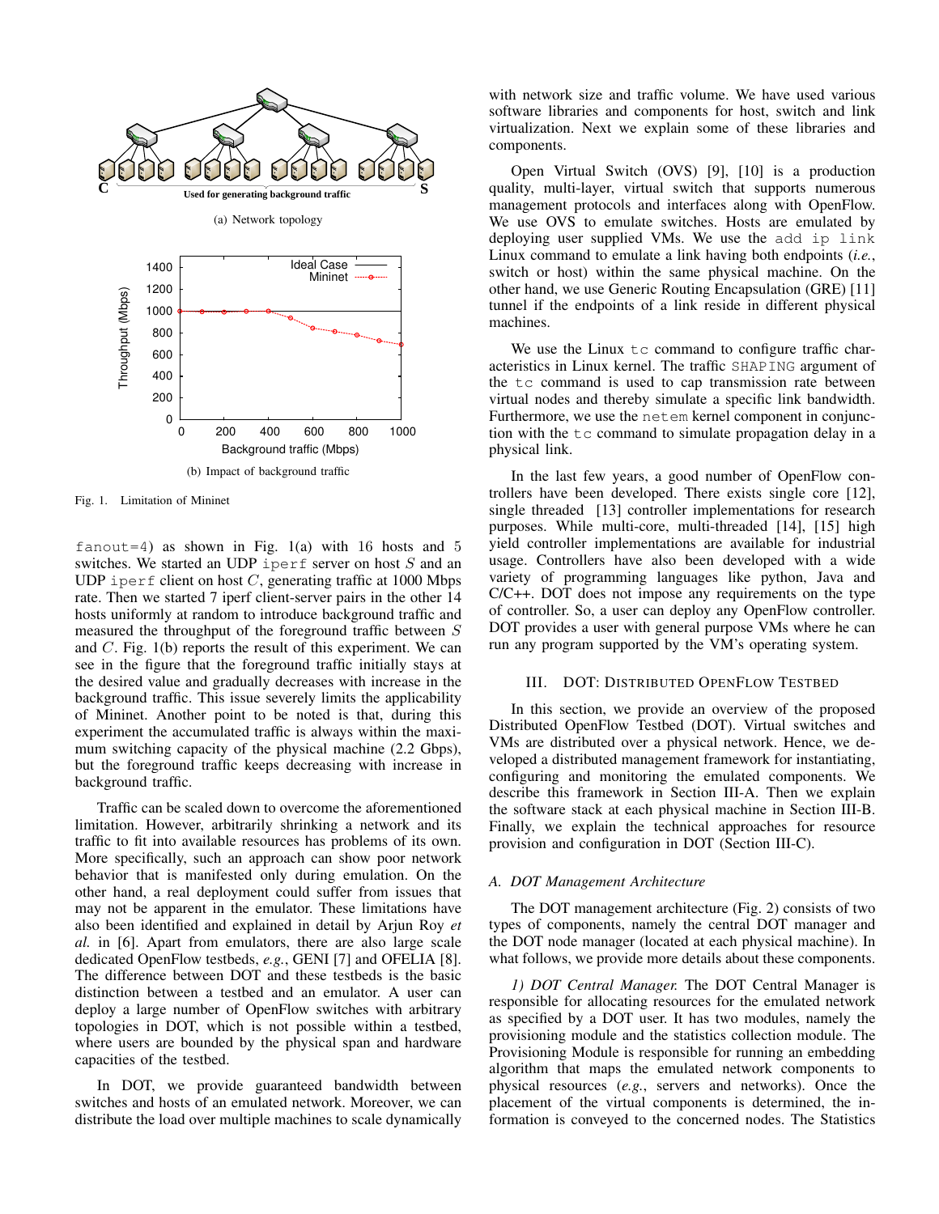(a) Network topology

(b) Impact of background traffic

Fig. 1. Limitation of Mininet

fanout=4) as shown in Fig. 1(a) with 16 hosts and 5 switches. We started an UDP iperf server on host $S$ and an UDP iperf client on host $C$, generating traffic at 1000 Mbps rate. Then we started 7 iperf client-server pairs in the other 14 hosts uniformly at random to introduce background traffic and measured the throughput of the foreground traffic between $S$ and $C$. Fig. 1(b) reports the result of this experiment. We can see in the figure that the foreground traffic initially stays at the desired value and gradually decreases with increase in the background traffic. This issue severely limits the applicability of Mininet. Another point to be noted is that, during this experiment the accumulated traffic is always within the maximum switching capacity of the physical machine (2.2 Gbps), but the foreground traffic keeps decreasing with increase in background traffic.

Traffic can be scaled down to overcome the aforementioned limitation. However, arbitrarily shrinking a network and its traffic to fit into available resources has problems of its own. More specifically, such an approach can show poor network behavior that is manifested only during emulation. On the other hand, a real deployment could suffer from issues that may not be apparent in the emulator. These limitations have also been identified and explained in detail by Arjun Roy *et al.* in [6]. Apart from emulators, there are also large scale dedicated OpenFlow testbeds, *e.g.*, GENI [7] and OFELIA [8]. The difference between DOT and these testbeds is the basic distinction between a testbed and an emulator. A user can deploy a large number of OpenFlow switches with arbitrary topologies in DOT, which is not possible within a testbed, where users are bounded by the physical span and hardware capacities of the testbed.

In DOT, we provide guaranteed bandwidth between switches and hosts of an emulated network. Moreover, we can distribute the load over multiple machines to scale dynamically with network size and traffic volume. We have used various software libraries and components for host, switch and link virtualization. Next we explain some of these libraries and components.

Open Virtual Switch (OVS) [9], [10] is a production quality, multi-layer, virtual switch that supports numerous management protocols and interfaces along with OpenFlow. We use OVS to emulate switches. Hosts are emulated by deploying user supplied VMs. We use the add ip link Linux command to emulate a link having both endpoints (*i.e.*, switch or host) within the same physical machine. On the other hand, we use Generic Routing Encapsulation (GRE) [11] tunnel if the endpoints of a link reside in different physical machines.

We use the Linux tc command to configure traffic characteristics in Linux kernel. The traffic SHAPING argument of the tc command is used to cap transmission rate between virtual nodes and thereby simulate a specific link bandwidth. Furthermore, we use the netem kernel component in conjunction with the tc command to simulate propagation delay in a physical link.

In the last few years, a good number of OpenFlow controllers have been developed. There exists single core [12], single threaded [13] controller implementations for research purposes. While multi-core, multi-threaded [14], [15] high yield controller implementations are available for industrial usage. Controllers have also been developed with a wide variety of programming languages like python, Java and C/C++. DOT does not impose any requirements on the type of controller. So, a user can deploy any OpenFlow controller. DOT provides a user with general purpose VMs where he can run any program supported by the VM's operating system.

## III. DOT: Distributed OpenFlow Testbed

In this section, we provide an overview of the proposed Distributed OpenFlow Testbed (DOT). Virtual switches and VMs are distributed over a physical network. Hence, we developed a distributed management framework for instantiating, configuring and monitoring the emulated components. We describe this framework in Section III-A. Then we explain the software stack at each physical machine in Section III-B. Finally, we explain the technical approaches for resource provision and configuration in DOT (Section III-C).

### A. DOT Management Architecture

The DOT management architecture (Fig. 2) consists of two types of components, namely the central DOT manager and the DOT node manager (located at each physical machine). In what follows, we provide more details about these components.

*1) DOT Central Manager.* The DOT Central Manager is responsible for allocating resources for the emulated network as specified by a DOT user. It has two modules, namely the provisioning module and the statistics collection module. The Provisioning Module is responsible for running an embedding algorithm that maps the emulated network components to physical resources (*e.g.*, servers and networks). Once the placement of the virtual components is determined, the information is conveyed to the concerned nodes. The Statistics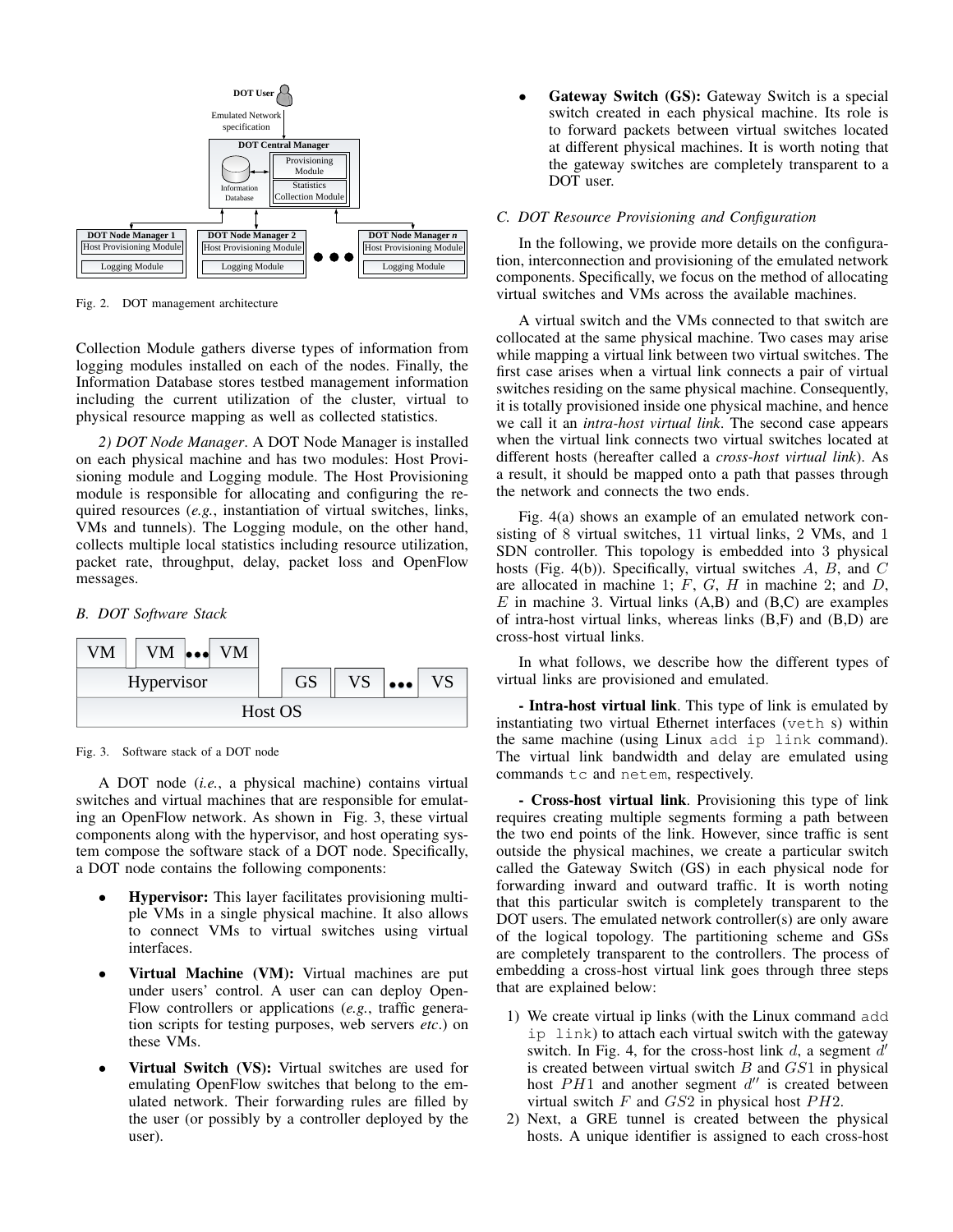Fig. 2. DOT management architecture

Collection Module gathers diverse types of information from logging modules installed on each of the nodes. Finally, the Information Database stores testbed management information including the current utilization of the cluster, virtual to physical resource mapping as well as collected statistics.

*2) DOT Node Manager*. A DOT Node Manager is installed on each physical machine and has two modules: Host Provisioning module and Logging module. The Host Provisioning module is responsible for allocating and configuring the required resources (*e.g.*, instantiation of virtual switches, links, VMs and tunnels). The Logging module, on the other hand, collects multiple local statistics including resource utilization, packet rate, throughput, delay, packet loss and OpenFlow messages.

### B. DOT Software Stack

Fig. 3. Software stack of a DOT node

A DOT node (*i.e.*, a physical machine) contains virtual switches and virtual machines that are responsible for emulating an OpenFlow network. As shown in Fig. 3, these virtual components along with the hypervisor, and host operating system compose the software stack of a DOT node. Specifically, a DOT node contains the following components:

- **Hypervisor:** This layer facilitates provisioning multiple VMs in a single physical machine. It also allows to connect VMs to virtual switches using virtual interfaces.
- **Virtual Machine (VM):** Virtual machines are put under users' control. A user can can deploy OpenFlow controllers or applications (*e.g.*, traffic generation scripts for testing purposes, web servers *etc.*) on these VMs.
- **Virtual Switch (VS):** Virtual switches are used for emulating OpenFlow switches that belong to the emulated network. Their forwarding rules are filled by the user (or possibly by a controller deployed by the user).
- **Gateway Switch (GS):** Gateway Switch is a special switch created in each physical machine. Its role is to forward packets between virtual switches located at different physical machines. It is worth noting that the gateway switches are completely transparent to a DOT user.

### C. DOT Resource Provisioning and Configuration

In the following, we provide more details on the configuration, interconnection and provisioning of the emulated network components. Specifically, we focus on the method of allocating virtual switches and VMs across the available machines.

A virtual switch and the VMs connected to that switch are collocated at the same physical machine. Two cases may arise while mapping a virtual link between two virtual switches. The first case arises when a virtual link connects a pair of virtual switches residing on the same physical machine. Consequently, it is totally provisioned inside one physical machine, and hence we call it an *intra-host virtual link*. The second case appears when the virtual link connects two virtual switches located at different hosts (hereafter called a *cross-host virtual link*). As a result, it should be mapped onto a path that passes through the network and connects the two ends.

Fig. 4(a) shows an example of an emulated network consisting of 8 virtual switches, 11 virtual links, 2 VMs, and 1 SDN controller. This topology is embedded into 3 physical hosts (Fig. 4(b)). Specifically, virtual switches $A$, $B$, and $C$ are allocated in machine 1; $F$, $G$, $H$ in machine 2; and $D$, $E$ in machine 3. Virtual links (A,B) and (B,C) are examples of intra-host virtual links, whereas links (B,F) and (B,D) are cross-host virtual links.

In what follows, we describe how the different types of virtual links are provisioned and emulated.

**- Intra-host virtual link**. This type of link is emulated by instantiating two virtual Ethernet interfaces (`veth` s) within the same machine (using Linux `add ip link` command). The virtual link bandwidth and delay are emulated using commands `tc` and `netem`, respectively.

**- Cross-host virtual link**. Provisioning this type of link requires creating multiple segments forming a path between the two end points of the link. However, since traffic is sent outside the physical machines, we create a particular switch called the Gateway Switch (GS) in each physical node for forwarding inward and outward traffic. It is worth noting that this particular switch is completely transparent to the DOT users. The emulated network controller(s) are only aware of the logical topology. The partitioning scheme and GSs are completely transparent to the controllers. The process of embedding a cross-host virtual link goes through three steps that are explained below:

1) We create virtual ip links (with the Linux command `add ip link`) to attach each virtual switch with the gateway switch. In Fig. 4, for the cross-host link $d$, a segment $d'$ is created between virtual switch $B$ and $GS1$ in physical host $PH1$ and another segment $d''$ is created between virtual switch $F$ and $GS2$ in physical host $PH2$.
2) Next, a GRE tunnel is created between the physical hosts. A unique identifier is assigned to each cross-host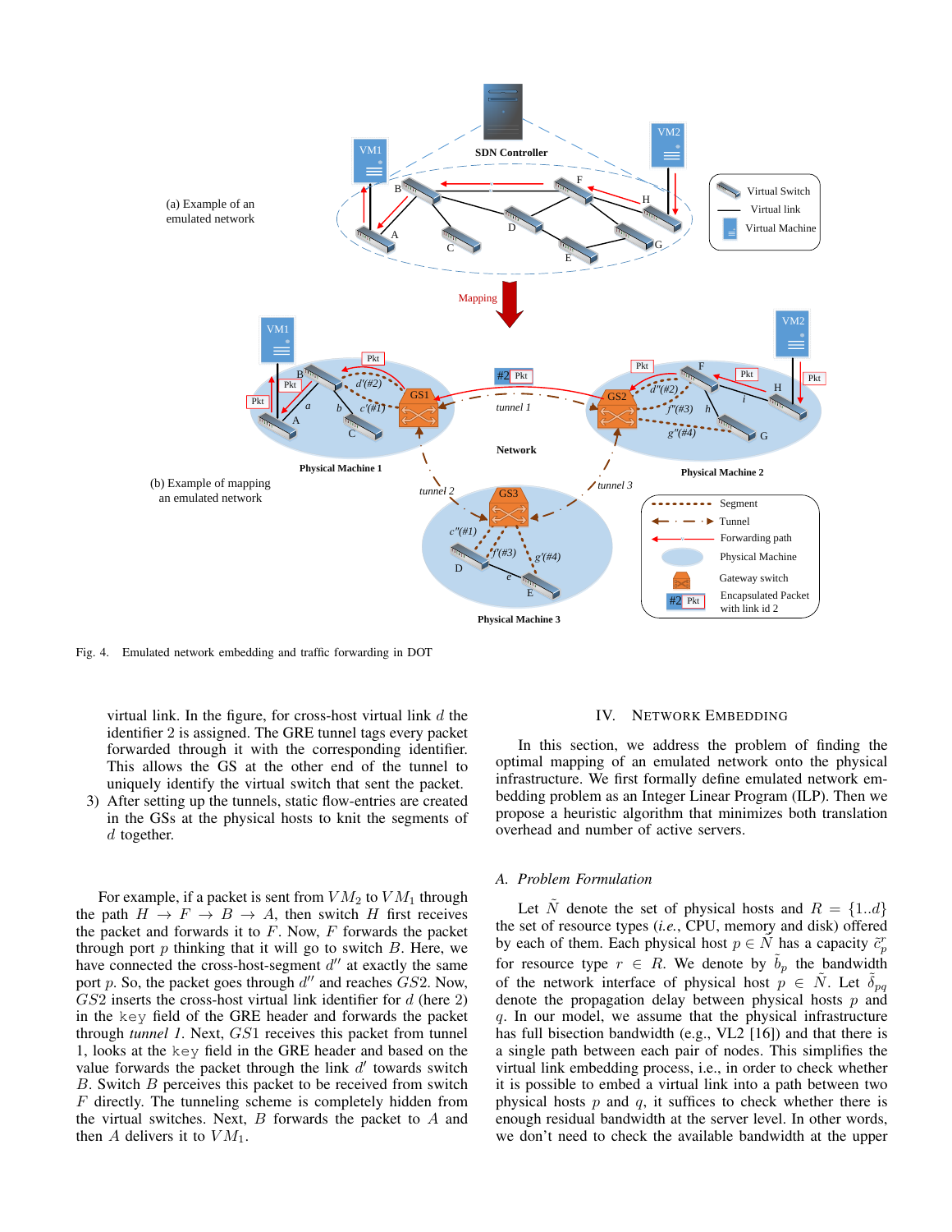Fig. 4. Emulated network embedding and traffic forwarding in DOT

virtual link. In the figure, for cross-host virtual link $d$ the identifier 2 is assigned. The GRE tunnel tags every packet forwarded through it with the corresponding identifier. This allows the GS at the other end of the tunnel to uniquely identify the virtual switch that sent the packet.

3) After setting up the tunnels, static flow-entries are created in the GSs at the physical hosts to knit the segments of $d$ together.

For example, if a packet is sent from $VM_2$ to $VM_1$ through the path $H \rightarrow F \rightarrow B \rightarrow A$, then switch $H$ first receives the packet and forwards it to $F$. Now, $F$ forwards the packet through port $p$ thinking that it will go to switch $B$. Here, we have connected the cross-host-segment $d''$ at exactly the same port $p$. So, the packet goes through $d''$ and reaches $GS2$. Now, $GS2$ inserts the cross-host virtual link identifier for $d$ (here 2) in the `key` field of the GRE header and forwards the packet through *tunnel 1*. Next, $GS1$ receives this packet from tunnel 1, looks at the `key` field in the GRE header and based on the value forwards the packet through the link $d'$ towards switch $B$. Switch $B$ perceives this packet to be received from switch $F$ directly. The tunneling scheme is completely hidden from the virtual switches. Next, $B$ forwards the packet to $A$ and then $A$ delivers it to $VM_1$.

## IV. Network Embedding

In this section, we address the problem of finding the optimal mapping of an emulated network onto the physical infrastructure. We first formally define emulated network embedding problem as an Integer Linear Program (ILP). Then we propose a heuristic algorithm that minimizes both translation overhead and number of active servers.

### A. Problem Formulation

Let $\tilde{N}$ denote the set of physical hosts and $R = \{1..d\}$ the set of resource types (*i.e.*, CPU, memory and disk) offered by each of them. Each physical host $p \in \tilde{N}$ has a capacity $\tilde{c}_p^r$ for resource type $r \in R$. We denote by $\tilde{b}_p$ the bandwidth of the network interface of physical host $p \in \tilde{N}$. Let $\tilde{\delta}_{pq}$ denote the propagation delay between physical hosts $p$ and $q$. In our model, we assume that the physical infrastructure has full bisection bandwidth (e.g., VL2 [16]) and that there is a single path between each pair of nodes. This simplifies the virtual link embedding process, i.e., in order to check whether it is possible to embed a virtual link into a path between two physical hosts $p$ and $q$, it suffices to check whether there is enough residual bandwidth at the server level. In other words, we don't need to check the available bandwidth at the upper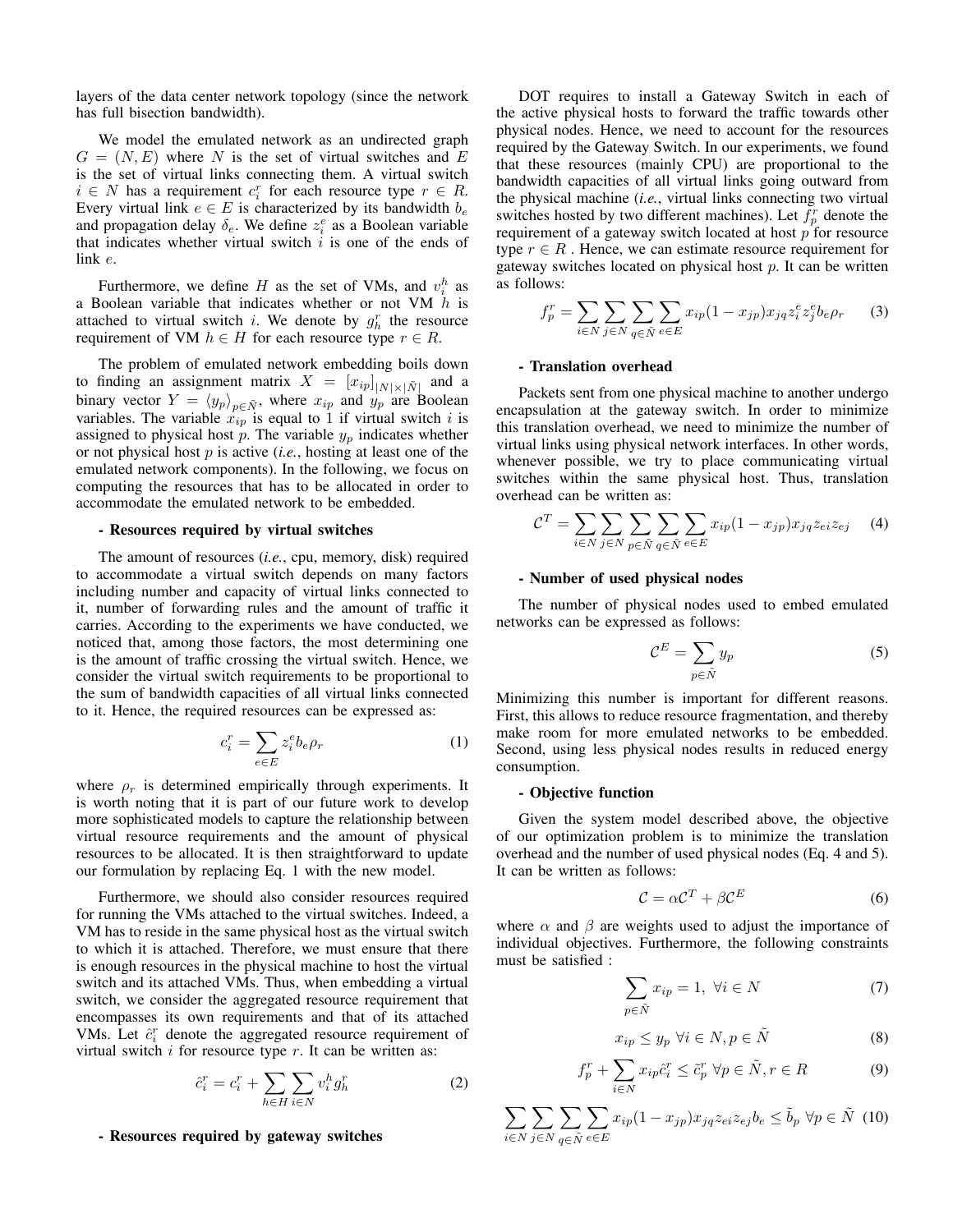layers of the data center network topology (since the network has full bisection bandwidth).

We model the emulated network as an undirected graph $G = (N, E)$ where $N$ is the set of virtual switches and $E$ is the set of virtual links connecting them. A virtual switch $i \in N$ has a requirement $c_i^r$ for each resource type $r \in R$. Every virtual link $e \in E$ is characterized by its bandwidth $b_e$ and propagation delay $\delta_e$. We define $z_i^e$ as a Boolean variable that indicates whether virtual switch $i$ is one of the ends of link $e$.

Furthermore, we define $H$ as the set of VMs, and $v_i^h$ as a Boolean variable that indicates whether or not VM $h$ is attached to virtual switch $i$. We denote by $g_h^r$ the resource requirement of VM $h \in H$ for each resource type $r \in R$.

The problem of emulated network embedding boils down to finding an assignment matrix $X = [x_{ip}]_{|N| \times |\tilde{N}|}$ and a binary vector $Y = \langle y_p \rangle_{p \in \tilde{N}}$, where $x_{ip}$ and $y_p$ are Boolean variables. The variable $x_{ip}$ is equal to 1 if virtual switch $i$ is assigned to physical host $p$. The variable $y_p$ indicates whether or not physical host $p$ is active (*i.e.*, hosting at least one of the emulated network components). In the following, we focus on computing the resources that has to be allocated in order to accommodate the emulated network to be embedded.

**- Resources required by virtual switches**

The amount of resources (*i.e.*, cpu, memory, disk) required to accommodate a virtual switch depends on many factors including number and capacity of virtual links connected to it, number of forwarding rules and the amount of traffic it carries. According to the experiments we have conducted, we noticed that, among those factors, the most determining one is the amount of traffic crossing the virtual switch. Hence, we consider the virtual switch requirements to be proportional to the sum of bandwidth capacities of all virtual links connected to it. Hence, the required resources can be expressed as:

$$c_i^r = \sum_{e \in E} z_i^e b_e \rho_r \tag{1}$$

where $\rho_r$ is determined empirically through experiments. It is worth noting that it is part of our future work to develop more sophisticated models to capture the relationship between virtual resource requirements and the amount of physical resources to be allocated. It is then straightforward to update our formulation by replacing Eq. 1 with the new model.

Furthermore, we should also consider resources required for running the VMs attached to the virtual switches. Indeed, a VM has to reside in the same physical host as the virtual switch to which it is attached. Therefore, we must ensure that there is enough resources in the physical machine to host the virtual switch and its attached VMs. Thus, when embedding a virtual switch, we consider the aggregated resource requirement that encompasses its own requirements and that of its attached VMs. Let $\hat{c}_i^r$ denote the aggregated resource requirement of virtual switch $i$ for resource type $r$. It can be written as:

$$\hat{c}_i^r = c_i^r + \sum_{h \in H} \sum_{i \in N} v_i^h g_h^r \tag{2}$$

**- Resources required by gateway switches**

DOT requires to install a Gateway Switch in each of the active physical hosts to forward the traffic towards other physical nodes. Hence, we need to account for the resources required by the Gateway Switch. In our experiments, we found that these resources (mainly CPU) are proportional to the bandwidth capacities of all virtual links going outward from the physical machine (*i.e.*, virtual links connecting two virtual switches hosted by two different machines). Let $f_p^r$ denote the requirement of a gateway switch located at host $p$ for resource type $r \in R$ . Hence, we can estimate resource requirement for gateway switches located on physical host $p$. It can be written as follows:

$$f_p^r = \sum_{i \in N} \sum_{j \in N} \sum_{q \in \tilde{N}} \sum_{e \in E} x_{ip}(1 - x_{jp}) x_{jq} z_i^e z_j^e b_e \rho_r \tag{3}$$

**- Translation overhead**

Packets sent from one physical machine to another undergo encapsulation at the gateway switch. In order to minimize this translation overhead, we need to minimize the number of virtual links using physical network interfaces. In other words, whenever possible, we try to place communicating virtual switches within the same physical host. Thus, translation overhead can be written as:

$$\mathcal{C}^T = \sum_{i \in N} \sum_{j \in N} \sum_{p \in \tilde{N}} \sum_{q \in \tilde{N}} \sum_{e \in E} x_{ip}(1 - x_{jp}) x_{jq} z_{ei} z_{ej} \tag{4}$$

**- Number of used physical nodes**

The number of physical nodes used to embed emulated networks can be expressed as follows:

$$\mathcal{C}^E = \sum_{p \in \tilde{N}} y_p \tag{5}$$

Minimizing this number is important for different reasons. First, this allows to reduce resource fragmentation, and thereby make room for more emulated networks to be embedded. Second, using less physical nodes results in reduced energy consumption.

**- Objective function**

Given the system model described above, the objective of our optimization problem is to minimize the translation overhead and the number of used physical nodes (Eq. 4 and 5). It can be written as follows:

$$\mathcal{C} = \alpha \mathcal{C}^T + \beta \mathcal{C}^E \tag{6}$$

where $\alpha$ and $\beta$ are weights used to adjust the importance of individual objectives. Furthermore, the following constraints must be satisfied :

$$\sum_{p \in \tilde{N}} x_{ip} = 1, \ \forall i \in N \tag{7}$$

$$x_{ip} \leq y_p \ \forall i \in N, p \in \tilde{N} \tag{8}$$

$$f_p^r + \sum_{i \in N} x_{ip} \hat{c}_i^r \leq \tilde{c}_p^r \ \forall p \in \tilde{N}, r \in R \tag{9}$$

$$\sum_{i \in N} \sum_{j \in N} \sum_{q \in \tilde{N}} \sum_{e \in E} x_{ip}(1 - x_{jp}) x_{jq} z_{ei} z_{ej} b_e \leq \tilde{b}_p \ \forall p \in \tilde{N} \tag{10}$$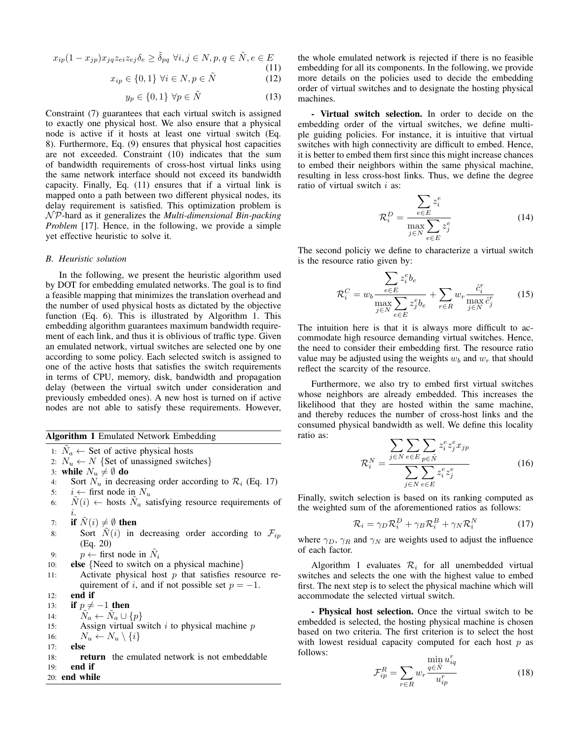$$x_{ip}(1-x_{jp})x_{jq}z_{ei}z_{ej}\delta_e \geq \tilde{\delta}_{pq} \;\forall i,j \in N, p,q \in \tilde{N}, e \in E \tag{11}$$

$$x_{ip} \in \{0,1\} \;\forall i \in N, p \in \tilde{N} \tag{12}$$

$$y_p \in \{0,1\} \;\forall p \in \tilde{N} \tag{13}$$

Constraint (7) guarantees that each virtual switch is assigned to exactly one physical host. We also ensure that a physical node is active if it hosts at least one virtual switch (Eq. 8). Furthermore, Eq. (9) ensures that physical host capacities are not exceeded. Constraint (10) indicates that the sum of bandwidth requirements of cross-host virtual links using the same network interface should not exceed its bandwidth capacity. Finally, Eq. (11) ensures that if a virtual link is mapped onto a path between two different physical nodes, its delay requirement is satisfied. This optimization problem is $\mathcal{NP}$-hard as it generalizes the *Multi-dimensional Bin-packing Problem* [17]. Hence, in the following, we provide a simple yet effective heuristic to solve it.

### *B. Heuristic solution*

In the following, we present the heuristic algorithm used by DOT for embedding emulated networks. The goal is to find a feasible mapping that minimizes the translation overhead and the number of used physical hosts as dictated by the objective function (Eq. 6). This is illustrated by Algorithm 1. This embedding algorithm guarantees maximum bandwidth requirement of each link, and thus it is oblivious of traffic type. Given an emulated network, virtual switches are selected one by one according to some policy. Each selected switch is assigned to one of the active hosts that satisfies the switch requirements in terms of CPU, memory, disk, bandwidth and propagation delay (between the virtual switch under consideration and previously embedded ones). A new host is turned on if active nodes are not able to satisfy these requirements. However, the whole emulated network is rejected if there is no feasible embedding for all its components. In the following, we provide more details on the policies used to decide the embedding order of virtual switches and to designate the hosting physical machines.

**Algorithm 1** Emulated Network Embedding

```
1:  Ñ_a ← Set of active physical hosts
2:  N_u ← N {Set of unassigned switches}
3:  while N_u ≠ ∅ do
4:     Sort N_u in decreasing order according to R_i (Eq. 17)
5:     i ← first node in N_u
6:     Ñ(i) ← hosts Ñ_a satisfying resource requirements of i.
7:     if Ñ(i) ≠ ∅ then
8:        Sort Ñ(i) in decreasing order according to F_ip (Eq. 20)
9:        p ← first node in Ñ_i
10:    else {Need to switch on a physical machine}
11:       Activate physical host p that satisfies resource requirement of i, and if not possible set p = −1.
12:    end if
13:    if p ≠ −1 then
14:       Ñ_a ← Ñ_a ∪ {p}
15:       Assign virtual switch i to physical machine p
16:       N_u ← N_u \ {i}
17:    else
18:       return the emulated network is not embeddable
19:    end if
20: end while
```

**- Virtual switch selection.** In order to decide on the embedding order of the virtual switches, we define multiple guiding policies. For instance, it is intuitive that virtual switches with high connectivity are difficult to embed. Hence, it is better to embed them first since this might increase chances to embed their neighbors within the same physical machine, resulting in less cross-host links. Thus, we define the degree ratio of virtual switch $i$ as:

$$\mathcal{R}_i^D = \frac{\sum_{e\in E} z_i^e}{\max_{j\in N}\sum_{e\in E} z_j^e} \tag{14}$$

The second policiy we define to characterize a virtual switch is the resource ratio given by:

$$\mathcal{R}_i^C = w_b \frac{\sum_{e\in E} z_i^e b_e}{\max_{j\in N}\sum_{e\in E} z_j^e b_e} + \sum_{r\in R} w_r \frac{\hat{c}_i^r}{\max_{j\in N} \hat{c}_j^r} \tag{15}$$

The intuition here is that it is always more difficult to accommodate high resource demanding virtual switches. Hence, the need to consider their embedding first. The resource ratio value may be adjusted using the weights $w_b$ and $w_r$ that should reflect the scarcity of the resource.

Furthermore, we also try to embed first virtual switches whose neighbors are already embedded. This increases the likelihood that they are hosted within the same machine, and thereby reduces the number of cross-host links and the consumed physical bandwidth as well. We define this locality ratio as:

$$\mathcal{R}_i^N = \frac{\sum_{j\in N}\sum_{e\in E}\sum_{p\in\tilde{N}} z_i^e z_j^e x_{jp}}{\sum_{j\in N}\sum_{e\in E} z_i^e z_j^e} \tag{16}$$

Finally, switch selection is based on its ranking computed as the weighted sum of the aforementioned ratios as follows:

$$\mathcal{R}_i = \gamma_D \mathcal{R}_i^D + \gamma_B \mathcal{R}_i^B + \gamma_N \mathcal{R}_i^N \tag{17}$$

where $\gamma_D$, $\gamma_R$ and $\gamma_N$ are weights used to adjust the influence of each factor.

Algorithm 1 evaluates $\mathcal{R}_i$ for all unembedded virtual switches and selects the one with the highest value to embed first. The next step is to select the physical machine which will accommodate the selected virtual switch.

**- Physical host selection.** Once the virtual switch to be embedded is selected, the hosting physical machine is chosen based on two criteria. The first criterion is to select the host with lowest residual capacity computed for each host $p$ as follows:

$$\mathcal{F}_{ip}^R = \sum_{r\in R} w_r \frac{\min_{q\in\tilde{N}} u_{iq}^r}{u_{ip}^r} \tag{18}$$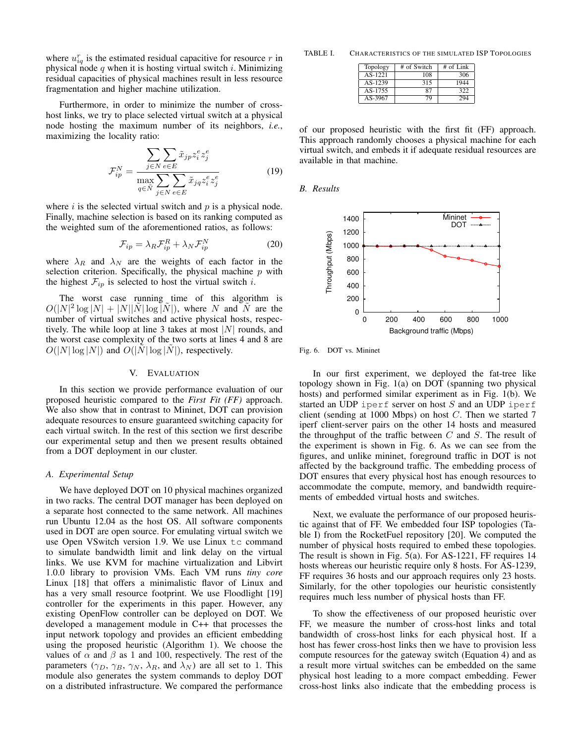where $u_{iq}^r$ is the estimated residual capacitive for resource $r$ in physical node $q$ when it is hosting virtual switch $i$. Minimizing residual capacities of physical machines result in less resource fragmentation and higher machine utilization.

Furthermore, in order to minimize the number of cross-host links, we try to place selected virtual switch at a physical node hosting the maximum number of its neighbors, *i.e.*, maximizing the locality ratio:

$$\mathcal{F}_{ip}^N = \frac{\sum_{j \in N} \sum_{e \in E} \tilde{x}_{jp} z_i^e z_j^e}{\max_{q \in \tilde{N}} \sum_{j \in N} \sum_{e \in E} \tilde{x}_{jq} z_i^e z_j^e} \quad (19)$$

where $i$ is the selected virtual switch and $p$ is a physical node. Finally, machine selection is based on its ranking computed as the weighted sum of the aforementioned ratios, as follows:

$$\mathcal{F}_{ip} = \lambda_R \mathcal{F}_{ip}^R + \lambda_N \mathcal{F}_{ip}^N \quad (20)$$

where $\lambda_R$ and $\lambda_N$ are the weights of each factor in the selection criterion. Specifically, the physical machine $p$ with the highest $\mathcal{F}_{ip}$ is selected to host the virtual switch $i$.

The worst case running time of this algorithm is $O(|N|^2 \log |N| + |N||\tilde{N}| \log |\tilde{N}|)$, where $N$ and $\tilde{N}$ are the number of virtual switches and active physical hosts, respectively. The while loop at line 3 takes at most $|N|$ rounds, and the worst case complexity of the two sorts at lines 4 and 8 are $O(|N| \log |N|)$ and $O(|\tilde{N}| \log |\tilde{N}|)$, respectively.

## V. Evaluation

In this section we provide performance evaluation of our proposed heuristic compared to the *First Fit (FF)* approach. We also show that in contrast to Mininet, DOT can provision adequate resources to ensure guaranteed switching capacity for each virtual switch. In the rest of this section we first describe our experimental setup and then we present results obtained from a DOT deployment in our cluster.

### A. Experimental Setup

We have deployed DOT on 10 physical machines organized in two racks. The central DOT manager has been deployed on a separate host connected to the same network. All machines run Ubuntu 12.04 as the host OS. All software components used in DOT are open source. For emulating virtual switch we use Open VSwitch version 1.9. We use Linux `tc` command to simulate bandwidth limit and link delay on the virtual links. We use KVM for machine virtualization and Libvirt 1.0.0 library to provision VMs. Each VM runs *tiny core* Linux [18] that offers a minimalistic flavor of Linux and has a very small resource footprint. We use Floodlight [19] controller for the experiments in this paper. However, any existing OpenFlow controller can be deployed on DOT. We developed a management module in C++ that processes the input network topology and provides an efficient embedding using the proposed heuristic (Algorithm 1). We choose the values of $\alpha$ and $\beta$ as 1 and 100, respectively. The rest of the parameters ($\gamma_D$, $\gamma_B$, $\gamma_N$, $\lambda_R$, and $\lambda_N$) are all set to 1. This module also generates the system commands to deploy DOT on a distributed infrastructure. We compared the performance of our proposed heuristic with the first fit (FF) approach. This approach randomly chooses a physical machine for each virtual switch, and embeds it if adequate residual resources are available in that machine.

TABLE I. Characteristics of the Simulated ISP Topologies

| Topology | # of Switch | # of Link |
|---|---|---|
| AS-1221 | 108 | 306 |
| AS-1239 | 315 | 1944 |
| AS-1755 | 87 | 322 |
| AS-3967 | 79 | 294 |

### B. Results

Fig. 6. DOT vs. Mininet

In our first experiment, we deployed the fat-tree like topology shown in Fig. 1(a) on DOT (spanning two physical hosts) and performed similar experiment as in Fig. 1(b). We started an UDP `iperf` server on host $S$ and an UDP `iperf` client (sending at 1000 Mbps) on host $C$. Then we started 7 iperf client-server pairs on the other 14 hosts and measured the throughput of the traffic between $C$ and $S$. The result of the experiment is shown in Fig. 6. As we can see from the figures, and unlike mininet, foreground traffic in DOT is not affected by the background traffic. The embedding process of DOT ensures that every physical host has enough resources to accommodate the compute, memory, and bandwidth requirements of embedded virtual hosts and switches.

Next, we evaluate the performance of our proposed heuristic against that of FF. We embedded four ISP topologies (Table I) from the RocketFuel repository [20]. We computed the number of physical hosts required to embed these topologies. The result is shown in Fig. 5(a). For AS-1221, FF requires 14 hosts whereas our heuristic require only 8 hosts. For AS-1239, FF requires 36 hosts and our approach requires only 23 hosts. Similarly, for the other topologies our heuristic consistently requires much less number of physical hosts than FF.

To show the effectiveness of our proposed heuristic over FF, we measure the number of cross-host links and total bandwidth of cross-host links for each physical host. If a host has fewer cross-host links then we have to provision less compute resources for the gateway switch (Equation 4) and as a result more virtual switches can be embedded on the same physical host leading to a more compact embedding. Fewer cross-host links also indicate that the embedding process is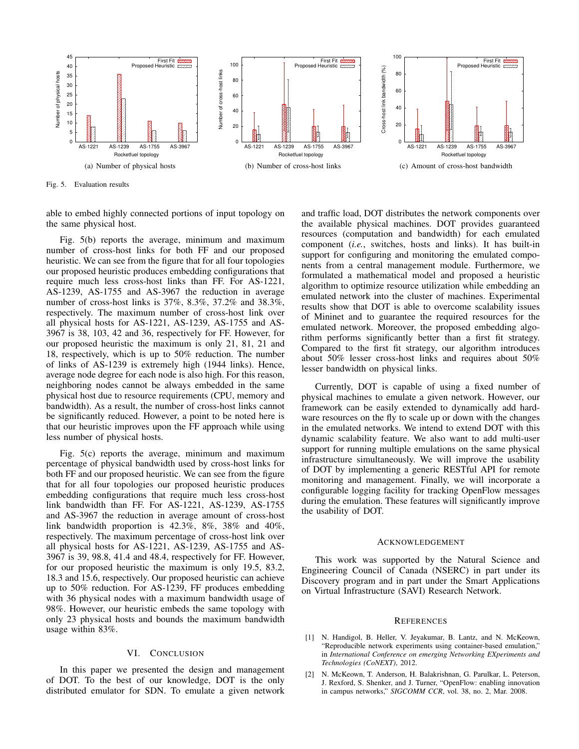(a) Number of physical hosts

(b) Number of cross-host links

(c) Amount of cross-host bandwidth

Fig. 5. Evaluation results

able to embed highly connected portions of input topology on the same physical host.

Fig. 5(b) reports the average, minimum and maximum number of cross-host links for both FF and our proposed heuristic. We can see from the figure that for all four topologies our proposed heuristic produces embedding configurations that require much less cross-host links than FF. For AS-1221, AS-1239, AS-1755 and AS-3967 the reduction in average number of cross-host links is 37%, 8.3%, 37.2% and 38.3%, respectively. The maximum number of cross-host link over all physical hosts for AS-1221, AS-1239, AS-1755 and AS-3967 is 38, 103, 42 and 36, respectively for FF. However, for our proposed heuristic the maximum is only 21, 81, 21 and 18, respectively, which is up to 50% reduction. The number of links of AS-1239 is extremely high (1944 links). Hence, average node degree for each node is also high. For this reason, neighboring nodes cannot be always embedded in the same physical host due to resource requirements (CPU, memory and bandwidth). As a result, the number of cross-host links cannot be significantly reduced. However, a point to be noted here is that our heuristic improves upon the FF approach while using less number of physical hosts.

Fig. 5(c) reports the average, minimum and maximum percentage of physical bandwidth used by cross-host links for both FF and our proposed heuristic. We can see from the figure that for all four topologies our proposed heuristic produces embedding configurations that require much less cross-host link bandwidth than FF. For AS-1221, AS-1239, AS-1755 and AS-3967 the reduction in average amount of cross-host link bandwidth proportion is 42.3%, 8%, 38% and 40%, respectively. The maximum percentage of cross-host link over all physical hosts for AS-1221, AS-1239, AS-1755 and AS-3967 is 39, 98.8, 41.4 and 48.4, respectively for FF. However, for our proposed heuristic the maximum is only 19.5, 83.2, 18.3 and 15.6, respectively. Our proposed heuristic can achieve up to 50% reduction. For AS-1239, FF produces embedding with 36 physical nodes with a maximum bandwidth usage of 98%. However, our heuristic embeds the same topology with only 23 physical hosts and bounds the maximum bandwidth usage within 83%.

## VI. Conclusion

In this paper we presented the design and management of DOT. To the best of our knowledge, DOT is the only distributed emulator for SDN. To emulate a given network and traffic load, DOT distributes the network components over the available physical machines. DOT provides guaranteed resources (computation and bandwidth) for each emulated component (*i.e.*, switches, hosts and links). It has built-in support for configuring and monitoring the emulated components from a central management module. Furthermore, we formulated a mathematical model and proposed a heuristic algorithm to optimize resource utilization while embedding an emulated network into the cluster of machines. Experimental results show that DOT is able to overcome scalability issues of Mininet and to guarantee the required resources for the emulated network. Moreover, the proposed embedding algorithm performs significantly better than a first fit strategy. Compared to the first fit strategy, our algorithm introduces about 50% lesser cross-host links and requires about 50% lesser bandwidth on physical links.

Currently, DOT is capable of using a fixed number of physical machines to emulate a given network. However, our framework can be easily extended to dynamically add hardware resources on the fly to scale up or down with the changes in the emulated networks. We intend to extend DOT with this dynamic scalability feature. We also want to add multi-user support for running multiple emulations on the same physical infrastructure simultaneously. We will improve the usability of DOT by implementing a generic RESTful API for remote monitoring and management. Finally, we will incorporate a configurable logging facility for tracking OpenFlow messages during the emulation. These features will significantly improve the usability of DOT.

## Acknowledgement

This work was supported by the Natural Science and Engineering Council of Canada (NSERC) in part under its Discovery program and in part under the Smart Applications on Virtual Infrastructure (SAVI) Research Network.

## References

[1] N. Handigol, B. Heller, V. Jeyakumar, B. Lantz, and N. McKeown, "Reproducible network experiments using container-based emulation," in *International Conference on emerging Networking EXperiments and Technologies (CoNEXT)*, 2012.

[2] N. McKeown, T. Anderson, H. Balakrishnan, G. Parulkar, L. Peterson, J. Rexford, S. Shenker, and J. Turner, "OpenFlow: enabling innovation in campus networks," *SIGCOMM CCR*, vol. 38, no. 2, Mar. 2008.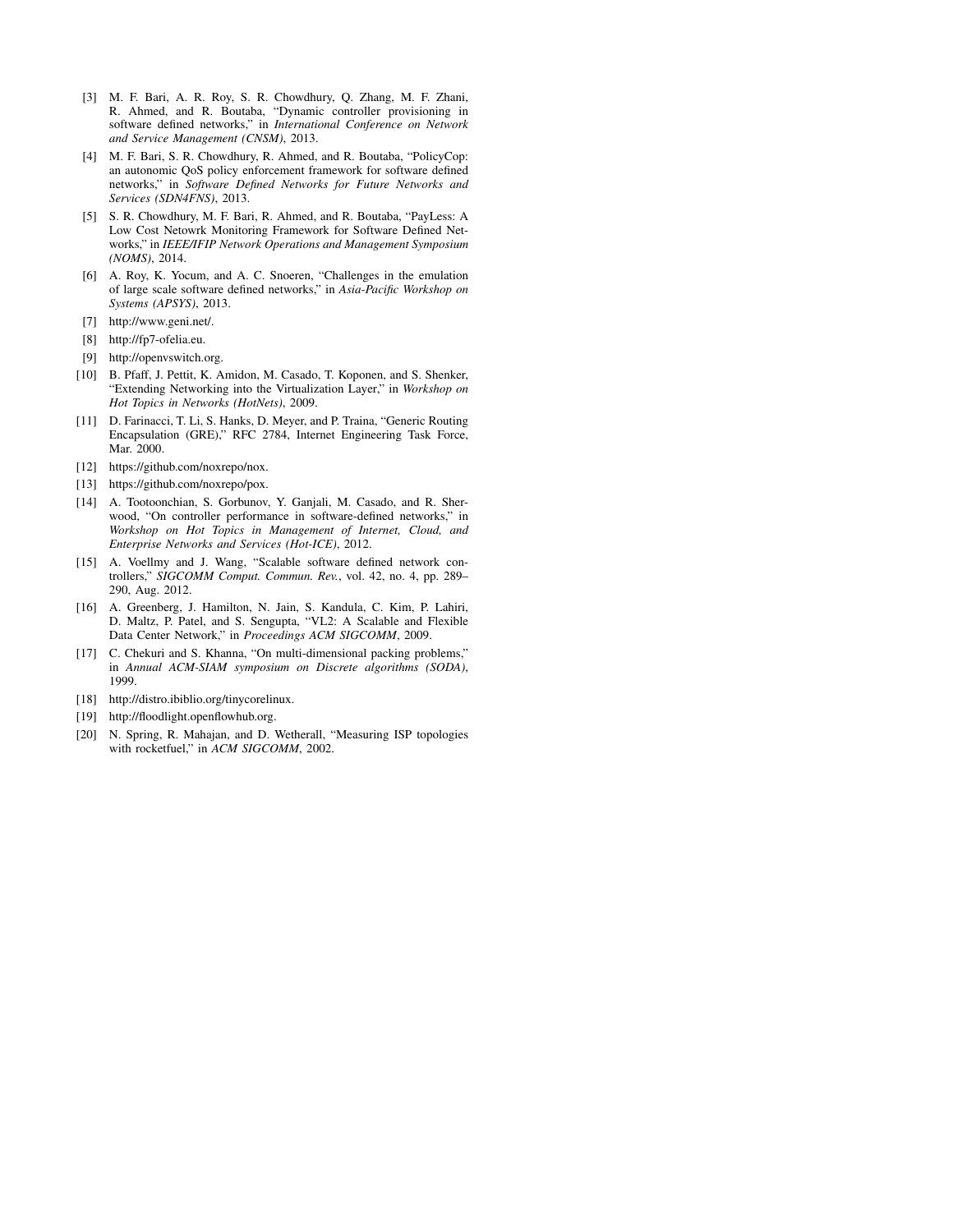[3] M. F. Bari, A. R. Roy, S. R. Chowdhury, Q. Zhang, M. F. Zhani, R. Ahmed, and R. Boutaba, "Dynamic controller provisioning in software defined networks," in *International Conference on Network and Service Management (CNSM)*, 2013.

[4] M. F. Bari, S. R. Chowdhury, R. Ahmed, and R. Boutaba, "PolicyCop: an autonomic QoS policy enforcement framework for software defined networks," in *Software Defined Networks for Future Networks and Services (SDN4FNS)*, 2013.

[5] S. R. Chowdhury, M. F. Bari, R. Ahmed, and R. Boutaba, "PayLess: A Low Cost Netowrk Monitoring Framework for Software Defined Networks," in *IEEE/IFIP Network Operations and Management Symposium (NOMS)*, 2014.

[6] A. Roy, K. Yocum, and A. C. Snoeren, "Challenges in the emulation of large scale software defined networks," in *Asia-Pacific Workshop on Systems (APSYS)*, 2013.

[7] http://www.geni.net/.

[8] http://fp7-ofelia.eu.

[9] http://openvswitch.org.

[10] B. Pfaff, J. Pettit, K. Amidon, M. Casado, T. Koponen, and S. Shenker, "Extending Networking into the Virtualization Layer," in *Workshop on Hot Topics in Networks (HotNets)*, 2009.

[11] D. Farinacci, T. Li, S. Hanks, D. Meyer, and P. Traina, "Generic Routing Encapsulation (GRE)," RFC 2784, Internet Engineering Task Force, Mar. 2000.

[12] https://github.com/noxrepo/nox.

[13] https://github.com/noxrepo/pox.

[14] A. Tootoonchian, S. Gorbunov, Y. Ganjali, M. Casado, and R. Sherwood, "On controller performance in software-defined networks," in *Workshop on Hot Topics in Management of Internet, Cloud, and Enterprise Networks and Services (Hot-ICE)*, 2012.

[15] A. Voellmy and J. Wang, "Scalable software defined network controllers," *SIGCOMM Comput. Commun. Rev.*, vol. 42, no. 4, pp. 289–290, Aug. 2012.

[16] A. Greenberg, J. Hamilton, N. Jain, S. Kandula, C. Kim, P. Lahiri, D. Maltz, P. Patel, and S. Sengupta, "VL2: A Scalable and Flexible Data Center Network," in *Proceedings ACM SIGCOMM*, 2009.

[17] C. Chekuri and S. Khanna, "On multi-dimensional packing problems," in *Annual ACM-SIAM symposium on Discrete algorithms (SODA)*, 1999.

[18] http://distro.ibiblio.org/tinycorelinux.

[19] http://floodlight.openflowhub.org.

[20] N. Spring, R. Mahajan, and D. Wetherall, "Measuring ISP topologies with rocketfuel," in *ACM SIGCOMM*, 2002.